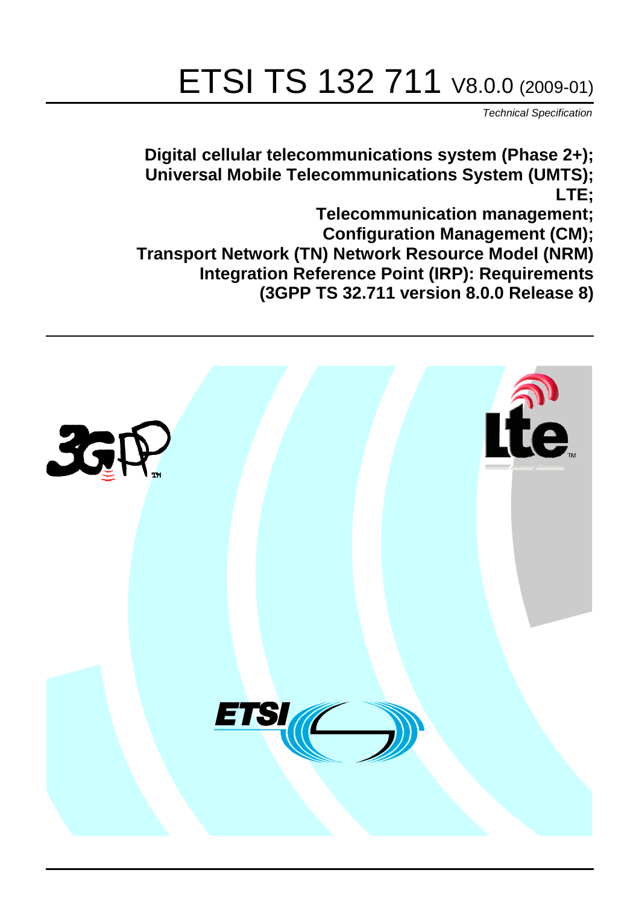# ETSI TS 132 711 V8.0.0 (2009-01)

*Technical Specification*

**Digital cellular telecommunications system (Phase 2+);**
**Universal Mobile Telecommunications System (UMTS);**
**LTE;**
**Telecommunication management;**
**Configuration Management (CM);**
**Transport Network (TN) Network Resource Model (NRM)**
**Integration Reference Point (IRP): Requirements**
**(3GPP TS 32.711 version 8.0.0 Release 8)**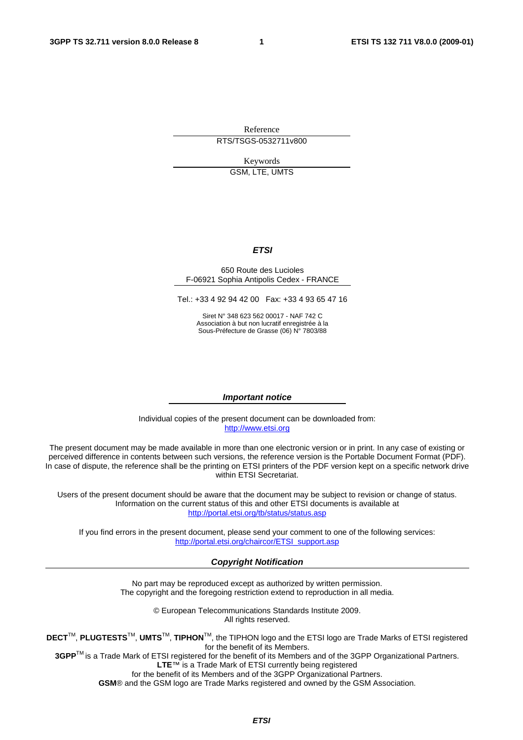Reference

RTS/TSGS-0532711v800

Keywords

GSM, LTE, UMTS

***ETSI***

650 Route des Lucioles
F-06921 Sophia Antipolis Cedex - FRANCE

Tel.: +33 4 92 94 42 00 Fax: +33 4 93 65 47 16

Siret N° 348 623 562 00017 - NAF 742 C
Association à but non lucratif enregistrée à la
Sous-Préfecture de Grasse (06) N° 7803/88

***Important notice***

Individual copies of the present document can be downloaded from:
http://www.etsi.org

The present document may be made available in more than one electronic version or in print. In any case of existing or perceived difference in contents between such versions, the reference version is the Portable Document Format (PDF). In case of dispute, the reference shall be the printing on ETSI printers of the PDF version kept on a specific network drive within ETSI Secretariat.

Users of the present document should be aware that the document may be subject to revision or change of status. Information on the current status of this and other ETSI documents is available at
http://portal.etsi.org/tb/status/status.asp

If you find errors in the present document, please send your comment to one of the following services:
http://portal.etsi.org/chaircor/ETSI_support.asp

***Copyright Notification***

No part may be reproduced except as authorized by written permission.
The copyright and the foregoing restriction extend to reproduction in all media.

© European Telecommunications Standards Institute 2009.
All rights reserved.

**DECT**™, **PLUGTESTS**™, **UMTS**™, **TIPHON**™, the TIPHON logo and the ETSI logo are Trade Marks of ETSI registered for the benefit of its Members.
**3GPP**™ is a Trade Mark of ETSI registered for the benefit of its Members and of the 3GPP Organizational Partners.
**LTE**™ is a Trade Mark of ETSI currently being registered
for the benefit of its Members and of the 3GPP Organizational Partners.
**GSM**® and the GSM logo are Trade Marks registered and owned by the GSM Association.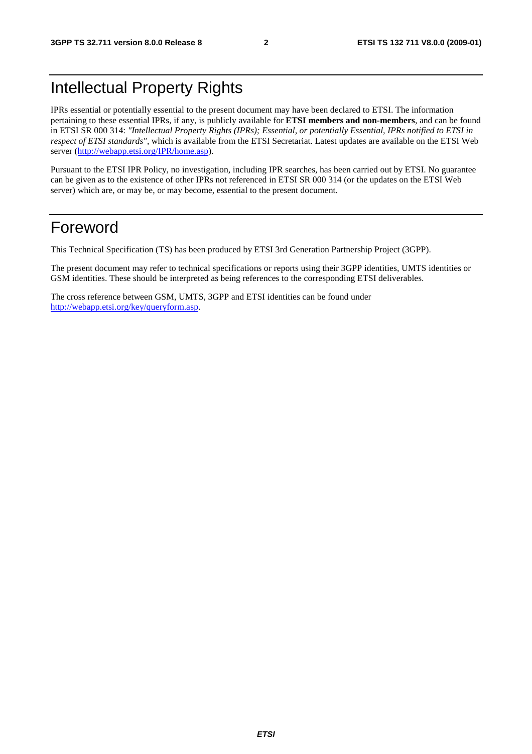# Intellectual Property Rights

IPRs essential or potentially essential to the present document may have been declared to ETSI. The information pertaining to these essential IPRs, if any, is publicly available for **ETSI members and non-members**, and can be found in ETSI SR 000 314: *"Intellectual Property Rights (IPRs); Essential, or potentially Essential, IPRs notified to ETSI in respect of ETSI standards"*, which is available from the ETSI Secretariat. Latest updates are available on the ETSI Web server (http://webapp.etsi.org/IPR/home.asp).

Pursuant to the ETSI IPR Policy, no investigation, including IPR searches, has been carried out by ETSI. No guarantee can be given as to the existence of other IPRs not referenced in ETSI SR 000 314 (or the updates on the ETSI Web server) which are, or may be, or may become, essential to the present document.

# Foreword

This Technical Specification (TS) has been produced by ETSI 3rd Generation Partnership Project (3GPP).

The present document may refer to technical specifications or reports using their 3GPP identities, UMTS identities or GSM identities. These should be interpreted as being references to the corresponding ETSI deliverables.

The cross reference between GSM, UMTS, 3GPP and ETSI identities can be found under http://webapp.etsi.org/key/queryform.asp.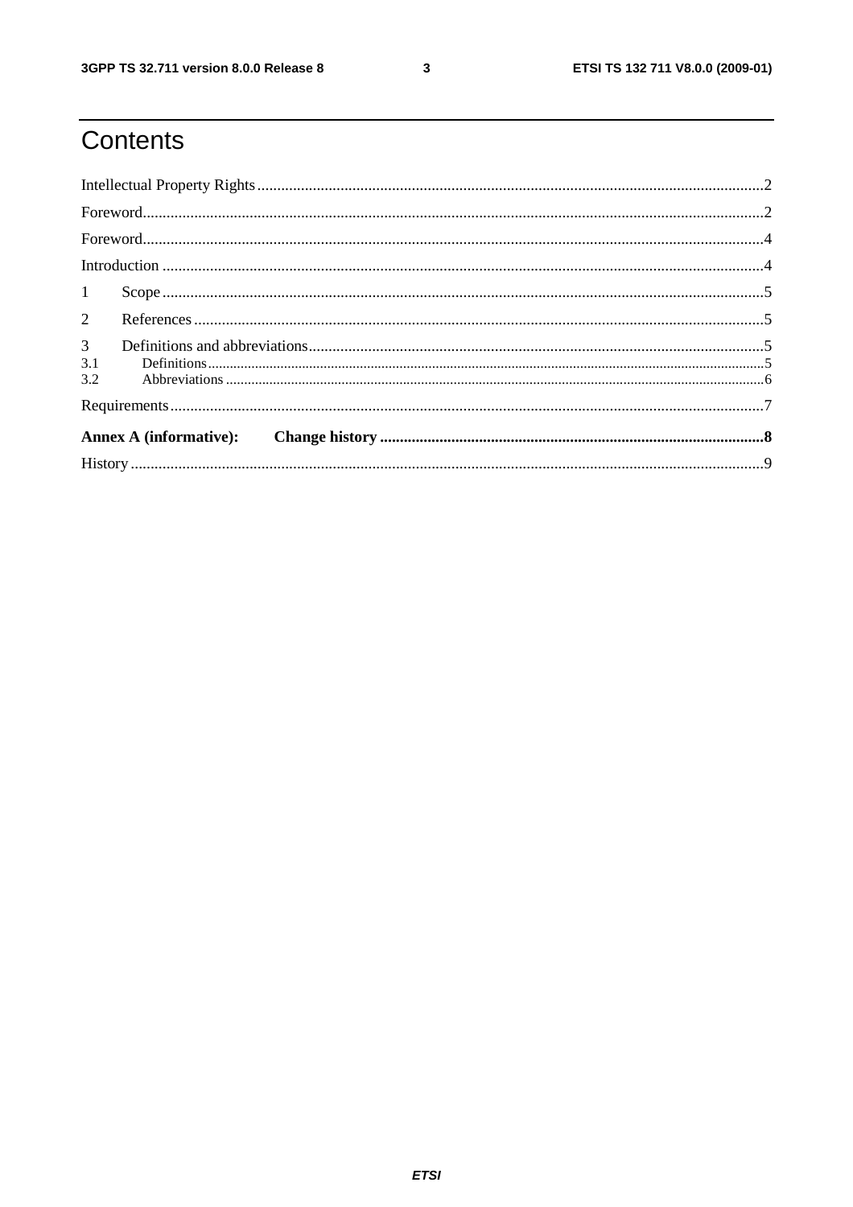# Contents

Intellectual Property Rights ........................................................................................................................ 2

Foreword ..................................................................................................................................................... 2

Foreword ..................................................................................................................................................... 4

Introduction ................................................................................................................................................ 4

1 Scope ........................................................................................................................................................ 5

2 References ................................................................................................................................................ 5

3 Definitions and abbreviations ................................................................................................................. 5

3.1 Definitions ............................................................................................................................................. 5

3.2 Abbreviations ........................................................................................................................................ 6

Requirements .............................................................................................................................................. 7

**Annex A (informative): Change history** ................................................................................................ **8**

History ........................................................................................................................................................ 9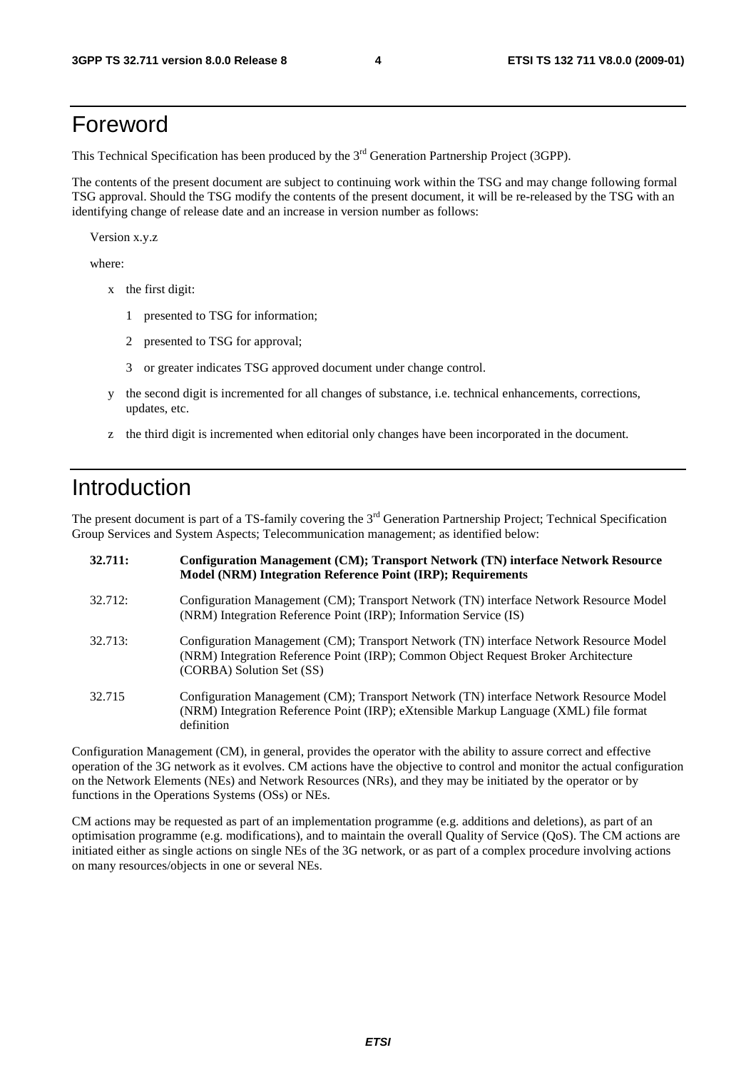# Foreword

This Technical Specification has been produced by the 3rd Generation Partnership Project (3GPP).

The contents of the present document are subject to continuing work within the TSG and may change following formal TSG approval. Should the TSG modify the contents of the present document, it will be re-released by the TSG with an identifying change of release date and an increase in version number as follows:

Version x.y.z

where:

- x the first digit:
  - 1 presented to TSG for information;
  - 2 presented to TSG for approval;
  - 3 or greater indicates TSG approved document under change control.
- y the second digit is incremented for all changes of substance, i.e. technical enhancements, corrections, updates, etc.
- z the third digit is incremented when editorial only changes have been incorporated in the document.

# Introduction

The present document is part of a TS-family covering the 3rd Generation Partnership Project; Technical Specification Group Services and System Aspects; Telecommunication management; as identified below:

| | |
|---|---|
| **32.711:** | **Configuration Management (CM); Transport Network (TN) interface Network Resource Model (NRM) Integration Reference Point (IRP); Requirements** |
| 32.712: | Configuration Management (CM); Transport Network (TN) interface Network Resource Model (NRM) Integration Reference Point (IRP); Information Service (IS) |
| 32.713: | Configuration Management (CM); Transport Network (TN) interface Network Resource Model (NRM) Integration Reference Point (IRP); Common Object Request Broker Architecture (CORBA) Solution Set (SS) |
| 32.715 | Configuration Management (CM); Transport Network (TN) interface Network Resource Model (NRM) Integration Reference Point (IRP); eXtensible Markup Language (XML) file format definition |

Configuration Management (CM), in general, provides the operator with the ability to assure correct and effective operation of the 3G network as it evolves. CM actions have the objective to control and monitor the actual configuration on the Network Elements (NEs) and Network Resources (NRs), and they may be initiated by the operator or by functions in the Operations Systems (OSs) or NEs.

CM actions may be requested as part of an implementation programme (e.g. additions and deletions), as part of an optimisation programme (e.g. modifications), and to maintain the overall Quality of Service (QoS). The CM actions are initiated either as single actions on single NEs of the 3G network, or as part of a complex procedure involving actions on many resources/objects in one or several NEs.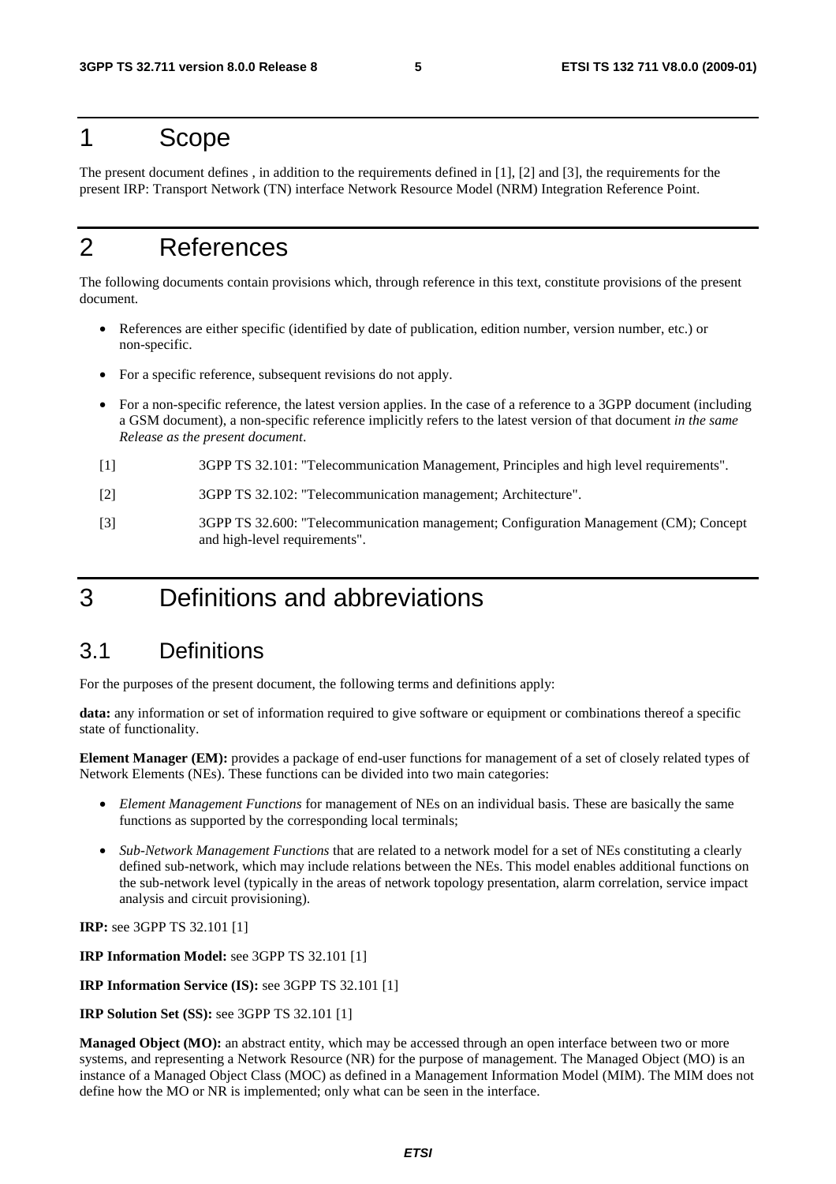# 1 Scope

The present document defines , in addition to the requirements defined in [1], [2] and [3], the requirements for the present IRP: Transport Network (TN) interface Network Resource Model (NRM) Integration Reference Point.

# 2 References

The following documents contain provisions which, through reference in this text, constitute provisions of the present document.

- References are either specific (identified by date of publication, edition number, version number, etc.) or non-specific.
- For a specific reference, subsequent revisions do not apply.
- For a non-specific reference, the latest version applies. In the case of a reference to a 3GPP document (including a GSM document), a non-specific reference implicitly refers to the latest version of that document *in the same Release as the present document*.

[1] 3GPP TS 32.101: "Telecommunication Management, Principles and high level requirements".

[2] 3GPP TS 32.102: "Telecommunication management; Architecture".

[3] 3GPP TS 32.600: "Telecommunication management; Configuration Management (CM); Concept and high-level requirements".

# 3 Definitions and abbreviations

## 3.1 Definitions

For the purposes of the present document, the following terms and definitions apply:

**data:** any information or set of information required to give software or equipment or combinations thereof a specific state of functionality.

**Element Manager (EM):** provides a package of end-user functions for management of a set of closely related types of Network Elements (NEs). These functions can be divided into two main categories:

- *Element Management Functions* for management of NEs on an individual basis. These are basically the same functions as supported by the corresponding local terminals;
- *Sub-Network Management Functions* that are related to a network model for a set of NEs constituting a clearly defined sub-network, which may include relations between the NEs. This model enables additional functions on the sub-network level (typically in the areas of network topology presentation, alarm correlation, service impact analysis and circuit provisioning).

**IRP:** see 3GPP TS 32.101 [1]

**IRP Information Model:** see 3GPP TS 32.101 [1]

**IRP Information Service (IS):** see 3GPP TS 32.101 [1]

**IRP Solution Set (SS):** see 3GPP TS 32.101 [1]

**Managed Object (MO):** an abstract entity, which may be accessed through an open interface between two or more systems, and representing a Network Resource (NR) for the purpose of management. The Managed Object (MO) is an instance of a Managed Object Class (MOC) as defined in a Management Information Model (MIM). The MIM does not define how the MO or NR is implemented; only what can be seen in the interface.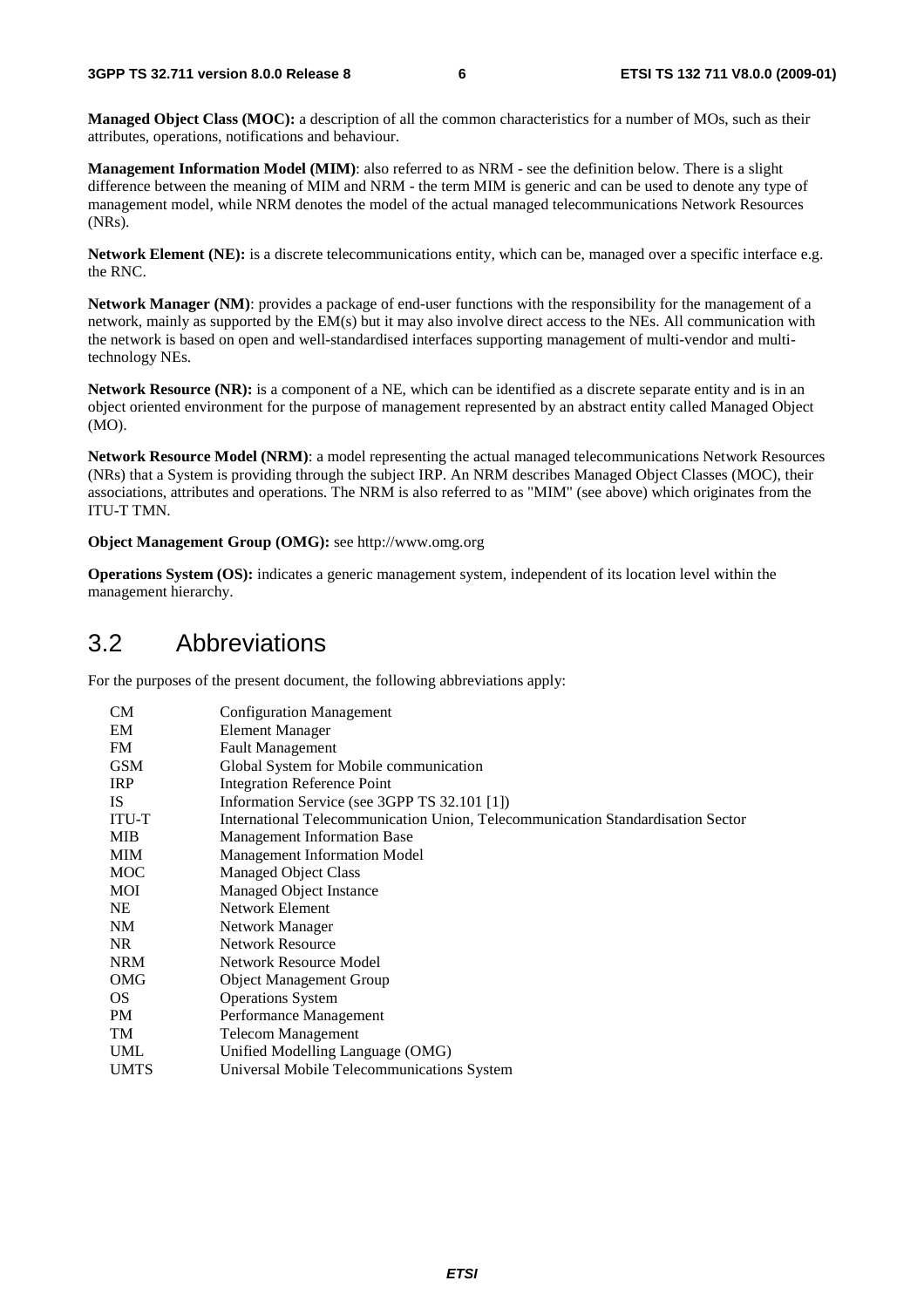**Managed Object Class (MOC):** a description of all the common characteristics for a number of MOs, such as their attributes, operations, notifications and behaviour.

**Management Information Model (MIM)**: also referred to as NRM - see the definition below. There is a slight difference between the meaning of MIM and NRM - the term MIM is generic and can be used to denote any type of management model, while NRM denotes the model of the actual managed telecommunications Network Resources (NRs).

**Network Element (NE):** is a discrete telecommunications entity, which can be, managed over a specific interface e.g. the RNC.

**Network Manager (NM)**: provides a package of end-user functions with the responsibility for the management of a network, mainly as supported by the EM(s) but it may also involve direct access to the NEs. All communication with the network is based on open and well-standardised interfaces supporting management of multi-vendor and multi-technology NEs.

**Network Resource (NR):** is a component of a NE, which can be identified as a discrete separate entity and is in an object oriented environment for the purpose of management represented by an abstract entity called Managed Object (MO).

**Network Resource Model (NRM)**: a model representing the actual managed telecommunications Network Resources (NRs) that a System is providing through the subject IRP. An NRM describes Managed Object Classes (MOC), their associations, attributes and operations. The NRM is also referred to as "MIM" (see above) which originates from the ITU-T TMN.

**Object Management Group (OMG):** see http://www.omg.org

**Operations System (OS):** indicates a generic management system, independent of its location level within the management hierarchy.

## 3.2 Abbreviations

For the purposes of the present document, the following abbreviations apply:

| | |
|---|---|
| CM | Configuration Management |
| EM | Element Manager |
| FM | Fault Management |
| GSM | Global System for Mobile communication |
| IRP | Integration Reference Point |
| IS | Information Service (see 3GPP TS 32.101 [1]) |
| ITU-T | International Telecommunication Union, Telecommunication Standardisation Sector |
| MIB | Management Information Base |
| MIM | Management Information Model |
| MOC | Managed Object Class |
| MOI | Managed Object Instance |
| NE | Network Element |
| NM | Network Manager |
| NR | Network Resource |
| NRM | Network Resource Model |
| OMG | Object Management Group |
| OS | Operations System |
| PM | Performance Management |
| TM | Telecom Management |
| UML | Unified Modelling Language (OMG) |
| UMTS | Universal Mobile Telecommunications System |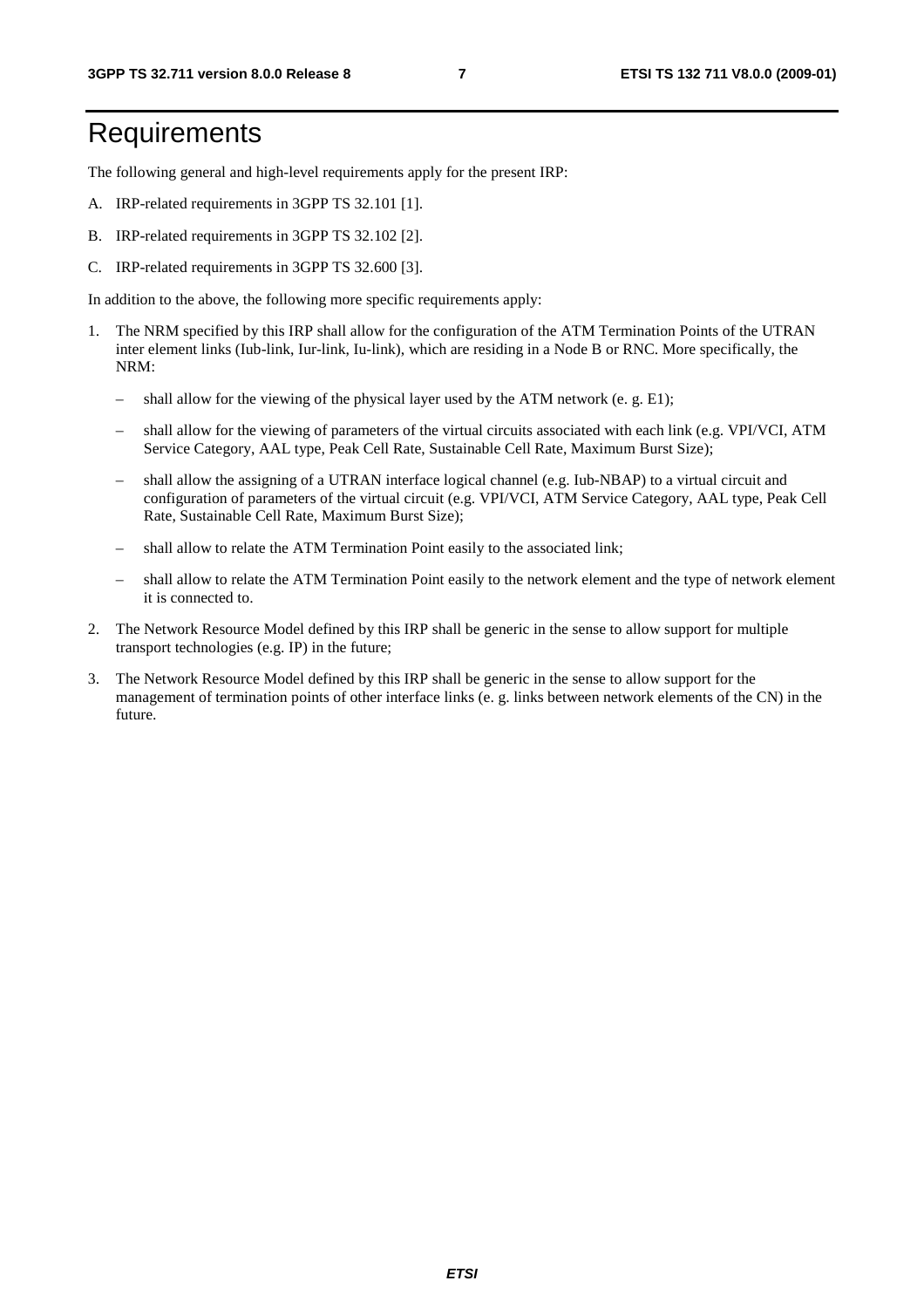# Requirements

The following general and high-level requirements apply for the present IRP:

A. IRP-related requirements in 3GPP TS 32.101 [1].

B. IRP-related requirements in 3GPP TS 32.102 [2].

C. IRP-related requirements in 3GPP TS 32.600 [3].

In addition to the above, the following more specific requirements apply:

1. The NRM specified by this IRP shall allow for the configuration of the ATM Termination Points of the UTRAN inter element links (Iub-link, Iur-link, Iu-link), which are residing in a Node B or RNC. More specifically, the NRM:
   - shall allow for the viewing of the physical layer used by the ATM network (e. g. E1);
   - shall allow for the viewing of parameters of the virtual circuits associated with each link (e.g. VPI/VCI, ATM Service Category, AAL type, Peak Cell Rate, Sustainable Cell Rate, Maximum Burst Size);
   - shall allow the assigning of a UTRAN interface logical channel (e.g. Iub-NBAP) to a virtual circuit and configuration of parameters of the virtual circuit (e.g. VPI/VCI, ATM Service Category, AAL type, Peak Cell Rate, Sustainable Cell Rate, Maximum Burst Size);
   - shall allow to relate the ATM Termination Point easily to the associated link;
   - shall allow to relate the ATM Termination Point easily to the network element and the type of network element it is connected to.
2. The Network Resource Model defined by this IRP shall be generic in the sense to allow support for multiple transport technologies (e.g. IP) in the future;
3. The Network Resource Model defined by this IRP shall be generic in the sense to allow support for the management of termination points of other interface links (e. g. links between network elements of the CN) in the future.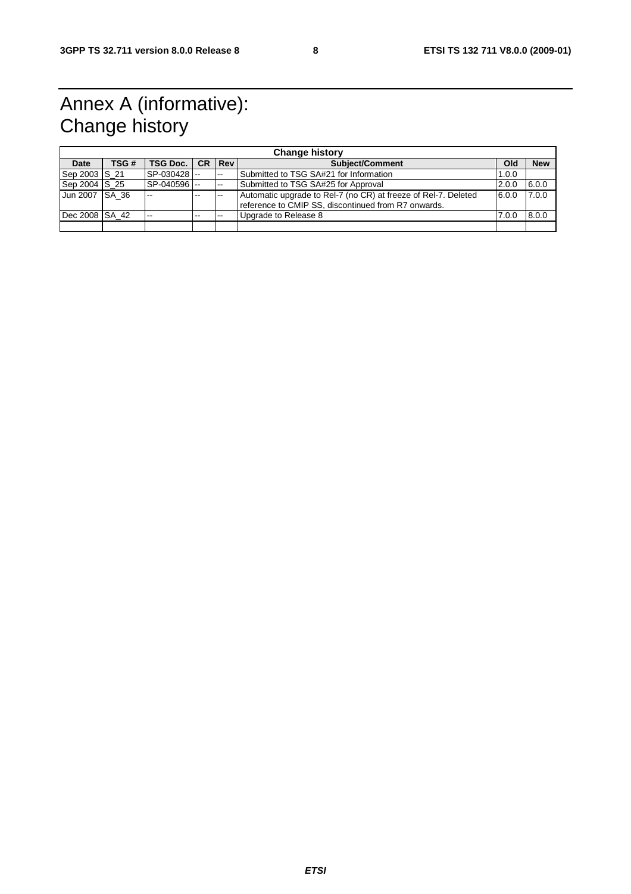# Annex A (informative): Change history

| Change history | | | | | | | |
|---|---|---|---|---|---|---|---|
| **Date** | **TSG #** | **TSG Doc.** | **CR** | **Rev** | **Subject/Comment** | **Old** | **New** |
| Sep 2003 | S_21 | SP-030428 | -- | -- | Submitted to TSG SA#21 for Information | 1.0.0 | |
| Sep 2004 | S_25 | SP-040596 | -- | -- | Submitted to TSG SA#25 for Approval | 2.0.0 | 6.0.0 |
| Jun 2007 | SA_36 | -- | -- | -- | Automatic upgrade to Rel-7 (no CR) at freeze of Rel-7. Deleted reference to CMIP SS, discontinued from R7 onwards. | 6.0.0 | 7.0.0 |
| Dec 2008 | SA_42 | -- | -- | -- | Upgrade to Release 8 | 7.0.0 | 8.0.0 |
| | | | | | | | |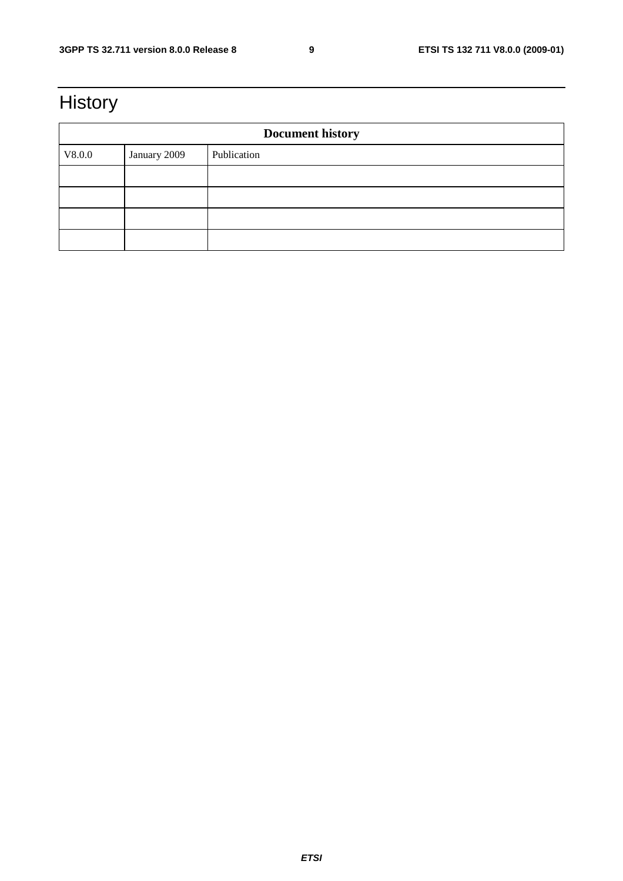# History

| Document history | | |
|---|---|---|
| V8.0.0 | January 2009 | Publication |
| | | |
| | | |
| | | |
| | | |